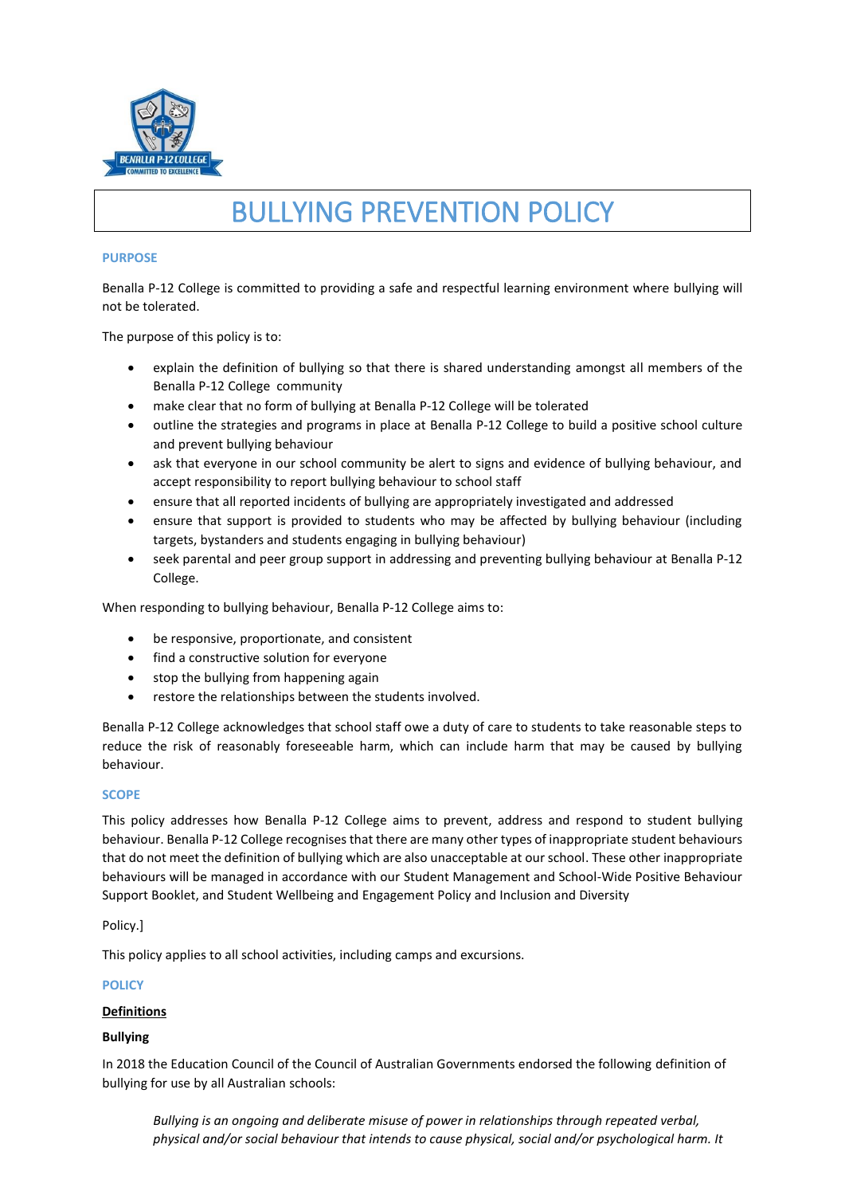# BULLYING PREVENTION POLICY

## PURPOSE

Benalla P-12 College is committed to providing a safe and respectful learning environment where bullying will not be tolerated.

The purpose of this policy is to:

- explain the definition of bullying so that there is shared understanding amongst all members of the Benalla P-12 College community
- make clear that no form of bullying at Benalla P-12 College will be tolerated
- outline the strategies and programs in place at Benalla P-12 College to build a positive school culture and prevent bullying behaviour
- ask that everyone in our school community be alert to signs and evidence of bullying behaviour, and accept responsibility to report bullying behaviour to school staff
- ensure that all reported incidents of bullying are appropriately investigated and addressed
- ensure that support is provided to students who may be affected by bullying behaviour (including targets, bystanders and students engaging in bullying behaviour)
- seek parental and peer group support in addressing and preventing bullying behaviour at Benalla P-12 College.

When responding to bullying behaviour, Benalla P-12 College aims to:

- be responsive, proportionate, and consistent
- find a constructive solution for everyone
- stop the bullying from happening again
- restore the relationships between the students involved.

Benalla P-12 College acknowledges that school staff owe a duty of care to students to take reasonable steps to reduce the risk of reasonably foreseeable harm, which can include harm that may be caused by bullying behaviour.

## SCOPE

This policy addresses how Benalla P-12 College aims to prevent, address and respond to student bullying behaviour. Benalla P-12 College recognises that there are many other types of inappropriate student behaviours that do not meet the definition of bullying which are also unacceptable at our school. These other inappropriate behaviours will be managed in accordance with our Student Management and School-Wide Positive Behaviour Support Booklet, and Student Wellbeing and Engagement Policy and Inclusion and Diversity

Policy.]

This policy applies to all school activities, including camps and excursions.

## POLICY

### <u>Definitions</u>

**Bullying**

In 2018 the Education Council of the Council of Australian Governments endorsed the following definition of bullying for use by all Australian schools:

> *Bullying is an ongoing and deliberate misuse of power in relationships through repeated verbal, physical and/or social behaviour that intends to cause physical, social and/or psychological harm. It*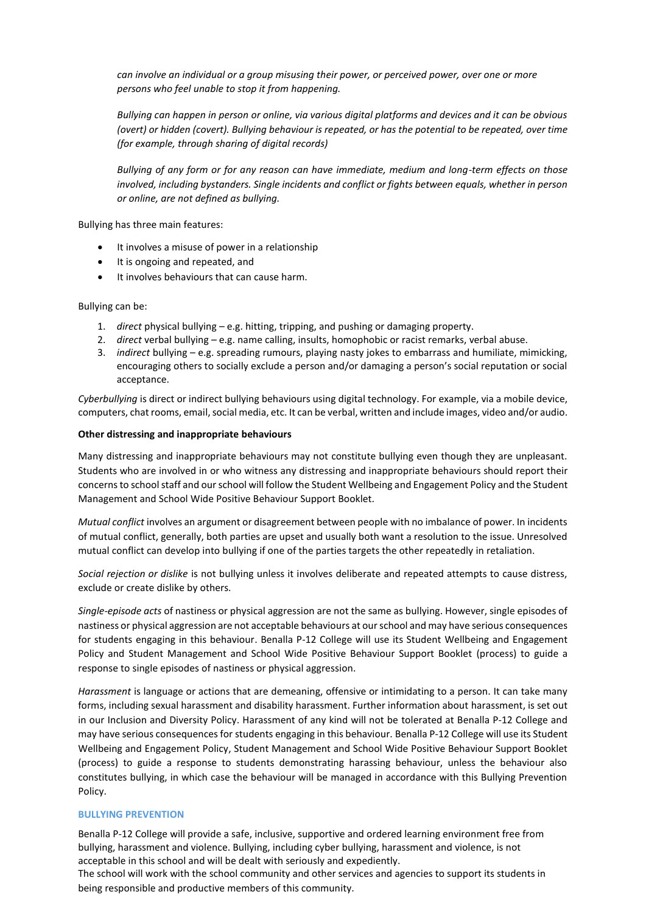*can involve an individual or a group misusing their power, or perceived power, over one or more persons who feel unable to stop it from happening.*

*Bullying can happen in person or online, via various digital platforms and devices and it can be obvious (overt) or hidden (covert). Bullying behaviour is repeated, or has the potential to be repeated, over time (for example, through sharing of digital records)*

*Bullying of any form or for any reason can have immediate, medium and long-term effects on those involved, including bystanders. Single incidents and conflict or fights between equals, whether in person or online, are not defined as bullying.*

Bullying has three main features:

- It involves a misuse of power in a relationship
- It is ongoing and repeated, and
- It involves behaviours that can cause harm.

Bullying can be:

1. *direct* physical bullying – e.g. hitting, tripping, and pushing or damaging property.
2. *direct* verbal bullying – e.g. name calling, insults, homophobic or racist remarks, verbal abuse.
3. *indirect* bullying – e.g. spreading rumours, playing nasty jokes to embarrass and humiliate, mimicking, encouraging others to socially exclude a person and/or damaging a person's social reputation or social acceptance.

*Cyberbullying* is direct or indirect bullying behaviours using digital technology. For example, via a mobile device, computers, chat rooms, email, social media, etc. It can be verbal, written and include images, video and/or audio.

**Other distressing and inappropriate behaviours**

Many distressing and inappropriate behaviours may not constitute bullying even though they are unpleasant. Students who are involved in or who witness any distressing and inappropriate behaviours should report their concerns to school staff and our school will follow the Student Wellbeing and Engagement Policy and the Student Management and School Wide Positive Behaviour Support Booklet.

*Mutual conflict* involves an argument or disagreement between people with no imbalance of power. In incidents of mutual conflict, generally, both parties are upset and usually both want a resolution to the issue. Unresolved mutual conflict can develop into bullying if one of the parties targets the other repeatedly in retaliation.

*Social rejection or dislike* is not bullying unless it involves deliberate and repeated attempts to cause distress, exclude or create dislike by others.

*Single-episode acts* of nastiness or physical aggression are not the same as bullying. However, single episodes of nastiness or physical aggression are not acceptable behaviours at our school and may have serious consequences for students engaging in this behaviour. Benalla P-12 College will use its Student Wellbeing and Engagement Policy and Student Management and School Wide Positive Behaviour Support Booklet (process) to guide a response to single episodes of nastiness or physical aggression.

*Harassment* is language or actions that are demeaning, offensive or intimidating to a person. It can take many forms, including sexual harassment and disability harassment. Further information about harassment, is set out in our Inclusion and Diversity Policy. Harassment of any kind will not be tolerated at Benalla P-12 College and may have serious consequences for students engaging in this behaviour. Benalla P-12 College will use its Student Wellbeing and Engagement Policy, Student Management and School Wide Positive Behaviour Support Booklet (process) to guide a response to students demonstrating harassing behaviour, unless the behaviour also constitutes bullying, in which case the behaviour will be managed in accordance with this Bullying Prevention Policy.

## BULLYING PREVENTION

Benalla P-12 College will provide a safe, inclusive, supportive and ordered learning environment free from bullying, harassment and violence. Bullying, including cyber bullying, harassment and violence, is not acceptable in this school and will be dealt with seriously and expediently.
The school will work with the school community and other services and agencies to support its students in being responsible and productive members of this community.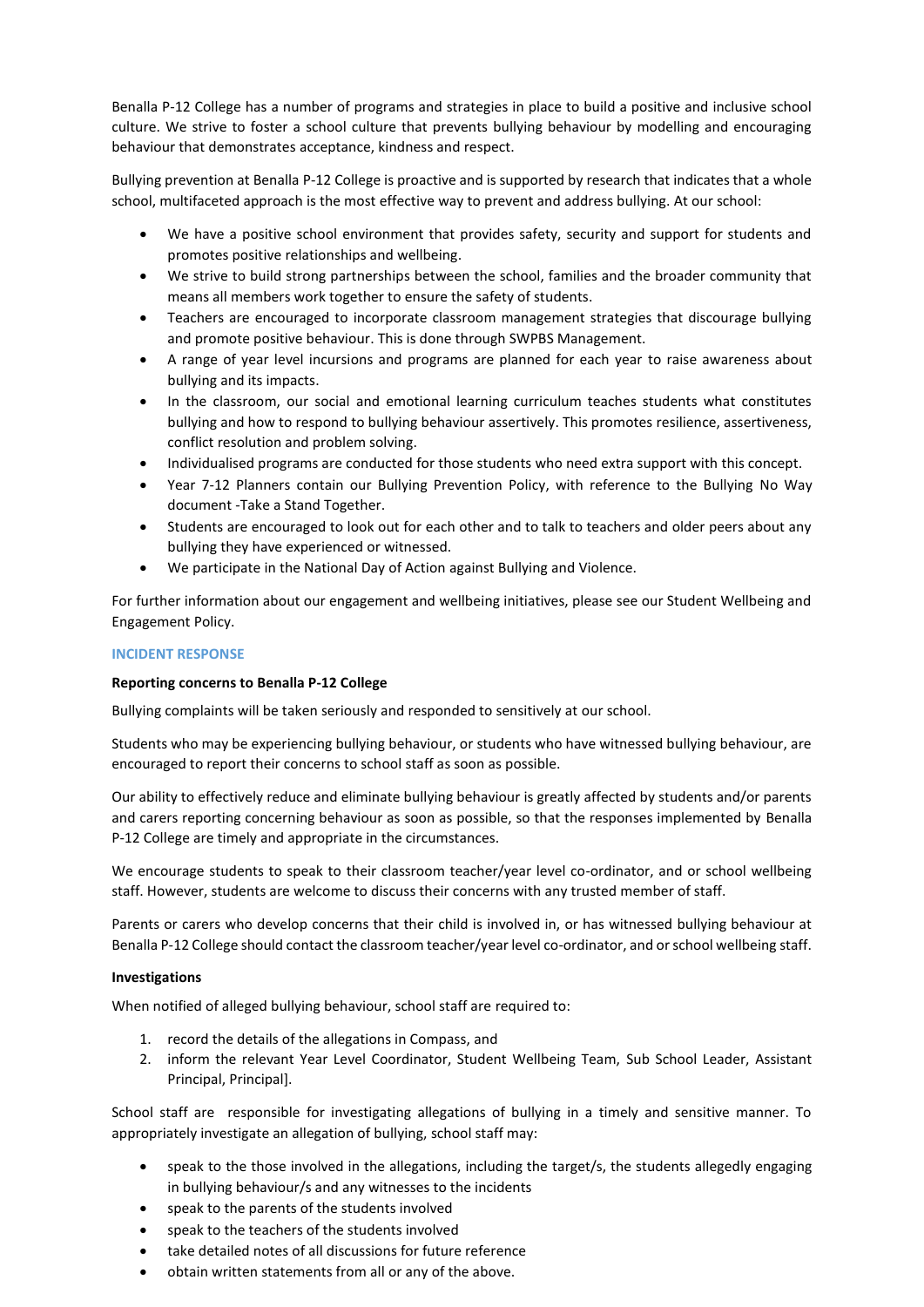Benalla P-12 College has a number of programs and strategies in place to build a positive and inclusive school culture. We strive to foster a school culture that prevents bullying behaviour by modelling and encouraging behaviour that demonstrates acceptance, kindness and respect.

Bullying prevention at Benalla P-12 College is proactive and is supported by research that indicates that a whole school, multifaceted approach is the most effective way to prevent and address bullying. At our school:

- We have a positive school environment that provides safety, security and support for students and promotes positive relationships and wellbeing.
- We strive to build strong partnerships between the school, families and the broader community that means all members work together to ensure the safety of students.
- Teachers are encouraged to incorporate classroom management strategies that discourage bullying and promote positive behaviour. This is done through SWPBS Management.
- A range of year level incursions and programs are planned for each year to raise awareness about bullying and its impacts.
- In the classroom, our social and emotional learning curriculum teaches students what constitutes bullying and how to respond to bullying behaviour assertively. This promotes resilience, assertiveness, conflict resolution and problem solving.
- Individualised programs are conducted for those students who need extra support with this concept.
- Year 7-12 Planners contain our Bullying Prevention Policy, with reference to the Bullying No Way document -Take a Stand Together.
- Students are encouraged to look out for each other and to talk to teachers and older peers about any bullying they have experienced or witnessed.
- We participate in the National Day of Action against Bullying and Violence.

For further information about our engagement and wellbeing initiatives, please see our Student Wellbeing and Engagement Policy.

## INCIDENT RESPONSE

### Reporting concerns to Benalla P-12 College

Bullying complaints will be taken seriously and responded to sensitively at our school.

Students who may be experiencing bullying behaviour, or students who have witnessed bullying behaviour, are encouraged to report their concerns to school staff as soon as possible.

Our ability to effectively reduce and eliminate bullying behaviour is greatly affected by students and/or parents and carers reporting concerning behaviour as soon as possible, so that the responses implemented by Benalla P-12 College are timely and appropriate in the circumstances.

We encourage students to speak to their classroom teacher/year level co-ordinator, and or school wellbeing staff. However, students are welcome to discuss their concerns with any trusted member of staff.

Parents or carers who develop concerns that their child is involved in, or has witnessed bullying behaviour at Benalla P-12 College should contact the classroom teacher/year level co-ordinator, and or school wellbeing staff.

### Investigations

When notified of alleged bullying behaviour, school staff are required to:

1. record the details of the allegations in Compass, and
2. inform the relevant Year Level Coordinator, Student Wellbeing Team, Sub School Leader, Assistant Principal, Principal].

School staff are responsible for investigating allegations of bullying in a timely and sensitive manner. To appropriately investigate an allegation of bullying, school staff may:

- speak to the those involved in the allegations, including the target/s, the students allegedly engaging in bullying behaviour/s and any witnesses to the incidents
- speak to the parents of the students involved
- speak to the teachers of the students involved
- take detailed notes of all discussions for future reference
- obtain written statements from all or any of the above.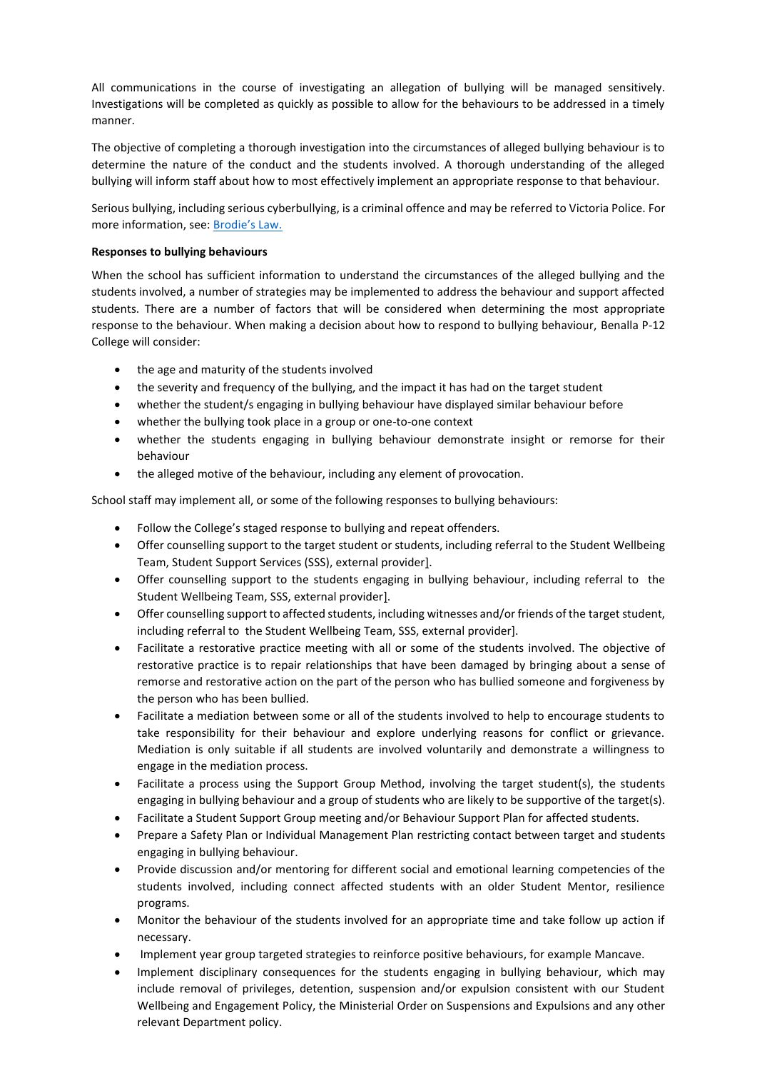All communications in the course of investigating an allegation of bullying will be managed sensitively. Investigations will be completed as quickly as possible to allow for the behaviours to be addressed in a timely manner.

The objective of completing a thorough investigation into the circumstances of alleged bullying behaviour is to determine the nature of the conduct and the students involved. A thorough understanding of the alleged bullying will inform staff about how to most effectively implement an appropriate response to that behaviour.

Serious bullying, including serious cyberbullying, is a criminal offence and may be referred to Victoria Police. For more information, see: Brodie's Law.

**Responses to bullying behaviours**

When the school has sufficient information to understand the circumstances of the alleged bullying and the students involved, a number of strategies may be implemented to address the behaviour and support affected students. There are a number of factors that will be considered when determining the most appropriate response to the behaviour. When making a decision about how to respond to bullying behaviour, Benalla P-12 College will consider:

- the age and maturity of the students involved
- the severity and frequency of the bullying, and the impact it has had on the target student
- whether the student/s engaging in bullying behaviour have displayed similar behaviour before
- whether the bullying took place in a group or one-to-one context
- whether the students engaging in bullying behaviour demonstrate insight or remorse for their behaviour
- the alleged motive of the behaviour, including any element of provocation.

School staff may implement all, or some of the following responses to bullying behaviours:

- Follow the College's staged response to bullying and repeat offenders.
- Offer counselling support to the target student or students, including referral to the Student Wellbeing Team, Student Support Services (SSS), external provider].
- Offer counselling support to the students engaging in bullying behaviour, including referral to the Student Wellbeing Team, SSS, external provider].
- Offer counselling support to affected students, including witnesses and/or friends of the target student, including referral to the Student Wellbeing Team, SSS, external provider].
- Facilitate a restorative practice meeting with all or some of the students involved. The objective of restorative practice is to repair relationships that have been damaged by bringing about a sense of remorse and restorative action on the part of the person who has bullied someone and forgiveness by the person who has been bullied.
- Facilitate a mediation between some or all of the students involved to help to encourage students to take responsibility for their behaviour and explore underlying reasons for conflict or grievance. Mediation is only suitable if all students are involved voluntarily and demonstrate a willingness to engage in the mediation process.
- Facilitate a process using the Support Group Method, involving the target student(s), the students engaging in bullying behaviour and a group of students who are likely to be supportive of the target(s).
- Facilitate a Student Support Group meeting and/or Behaviour Support Plan for affected students.
- Prepare a Safety Plan or Individual Management Plan restricting contact between target and students engaging in bullying behaviour.
- Provide discussion and/or mentoring for different social and emotional learning competencies of the students involved, including connect affected students with an older Student Mentor, resilience programs.
- Monitor the behaviour of the students involved for an appropriate time and take follow up action if necessary.
- Implement year group targeted strategies to reinforce positive behaviours, for example Mancave.
- Implement disciplinary consequences for the students engaging in bullying behaviour, which may include removal of privileges, detention, suspension and/or expulsion consistent with our Student Wellbeing and Engagement Policy, the Ministerial Order on Suspensions and Expulsions and any other relevant Department policy.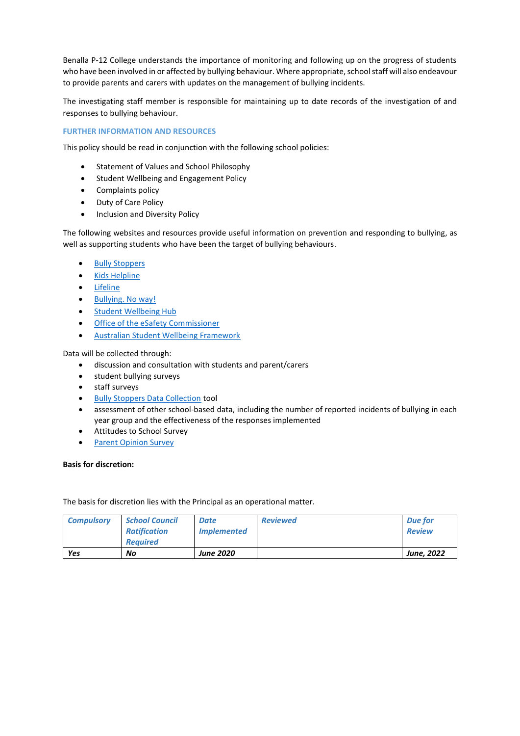Benalla P-12 College understands the importance of monitoring and following up on the progress of students who have been involved in or affected by bullying behaviour. Where appropriate, school staff will also endeavour to provide parents and carers with updates on the management of bullying incidents.

The investigating staff member is responsible for maintaining up to date records of the investigation of and responses to bullying behaviour.

## FURTHER INFORMATION AND RESOURCES

This policy should be read in conjunction with the following school policies:

- Statement of Values and School Philosophy
- Student Wellbeing and Engagement Policy
- Complaints policy
- Duty of Care Policy
- Inclusion and Diversity Policy

The following websites and resources provide useful information on prevention and responding to bullying, as well as supporting students who have been the target of bullying behaviours.

- Bully Stoppers
- Kids Helpline
- Lifeline
- Bullying. No way!
- Student Wellbeing Hub
- Office of the eSafety Commissioner
- Australian Student Wellbeing Framework

Data will be collected through:

- discussion and consultation with students and parent/carers
- student bullying surveys
- staff surveys
- Bully Stoppers Data Collection tool
- assessment of other school-based data, including the number of reported incidents of bullying in each year group and the effectiveness of the responses implemented
- Attitudes to School Survey
- Parent Opinion Survey

**Basis for discretion:**

The basis for discretion lies with the Principal as an operational matter.

| ***Compulsory*** | ***School Council Ratification Required*** | ***Date Implemented*** | ***Reviewed*** | ***Due for Review*** |
|---|---|---|---|---|
| ***Yes*** | ***No*** | ***June 2020*** | | ***June, 2022*** |